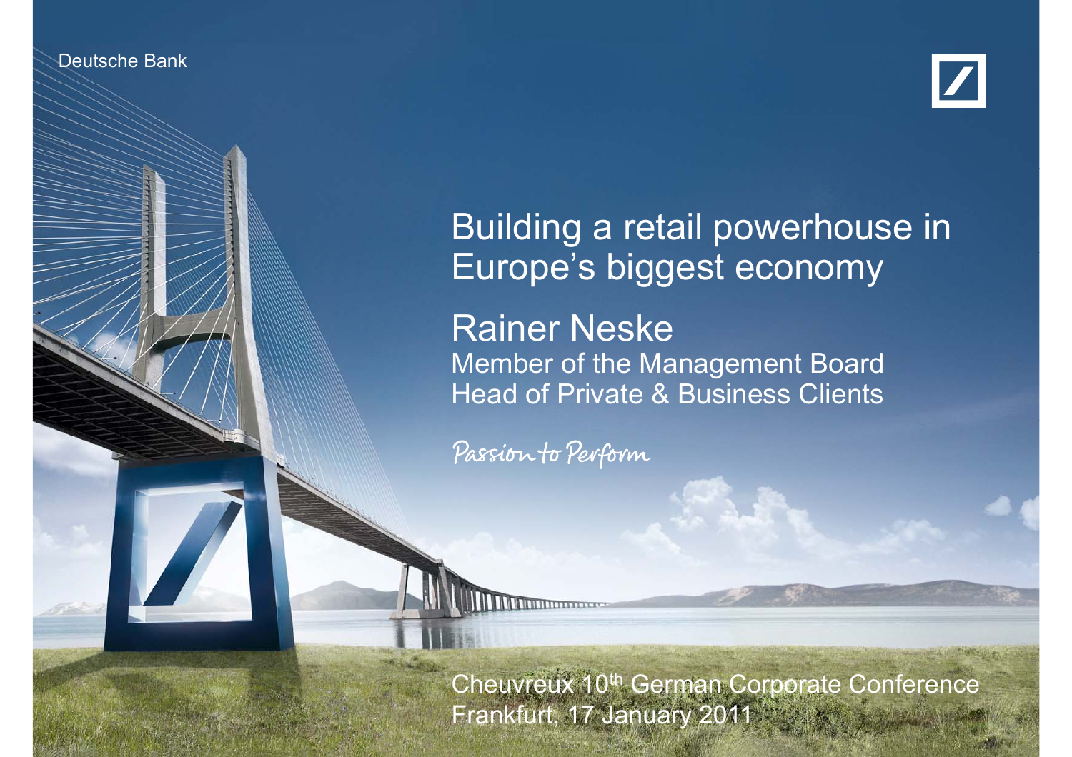Deutsche Bank

# Building a retail powerhouse in Europe's biggest economy

## Rainer Neske

Member of the Management Board
Head of Private & Business Clients

*Passion to Perform*

Cheuvreux 10th German Corporate Conference
Frankfurt, 17 January 2011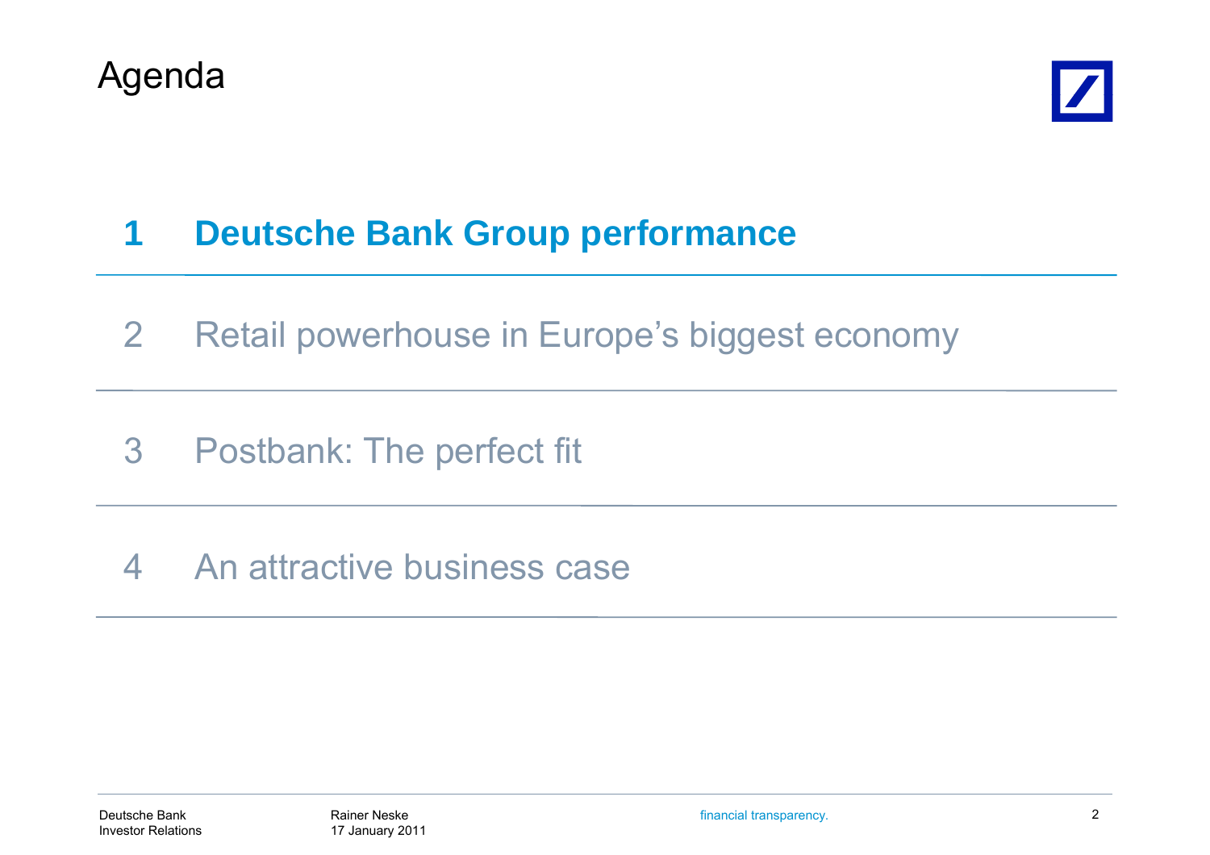# Agenda

1. **Deutsche Bank Group performance**
2. Retail powerhouse in Europe's biggest economy
3. Postbank: The perfect fit
4. An attractive business case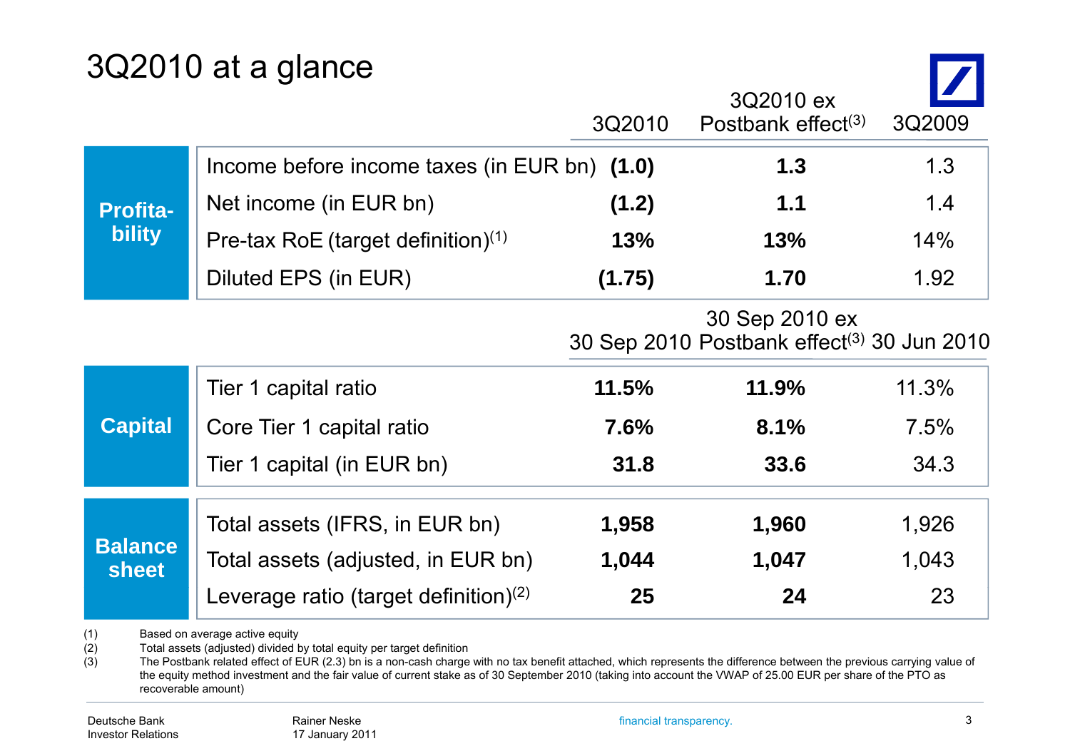# 3Q2010 at a glance

| | | 3Q2010 | 3Q2010 ex Postbank effect[(3)] | 3Q2009 |
|---|---|---|---|---|
| **Profitability** | Income before income taxes (in EUR bn) | **(1.0)** | **1.3** | 1.3 |
| | Net income (in EUR bn) | **(1.2)** | **1.1** | 1.4 |
| | Pre-tax RoE (target definition)[(1)] | **13%** | **13%** | 14% |
| | Diluted EPS (in EUR) | **(1.75)** | **1.70** | 1.92 |

| | | 30 Sep 2010 | 30 Sep 2010 ex Postbank effect[(3)] | 30 Jun 2010 |
|---|---|---|---|---|
| **Capital** | Tier 1 capital ratio | **11.5%** | **11.9%** | 11.3% |
| | Core Tier 1 capital ratio | **7.6%** | **8.1%** | 7.5% |
| | Tier 1 capital (in EUR bn) | **31.8** | **33.6** | 34.3 |
| **Balance sheet** | Total assets (IFRS, in EUR bn) | **1,958** | **1,960** | 1,926 |
| | Total assets (adjusted, in EUR bn) | **1,044** | **1,047** | 1,043 |
| | Leverage ratio (target definition)[(2)] | **25** | **24** | 23 |

(1) Based on average active equity

(2) Total assets (adjusted) divided by total equity per target definition

(3) The Postbank related effect of EUR (2.3) bn is a non-cash charge with no tax benefit attached, which represents the difference between the previous carrying value of the equity method investment and the fair value of current stake as of 30 September 2010 (taking into account the VWAP of 25.00 EUR per share of the PTO as recoverable amount)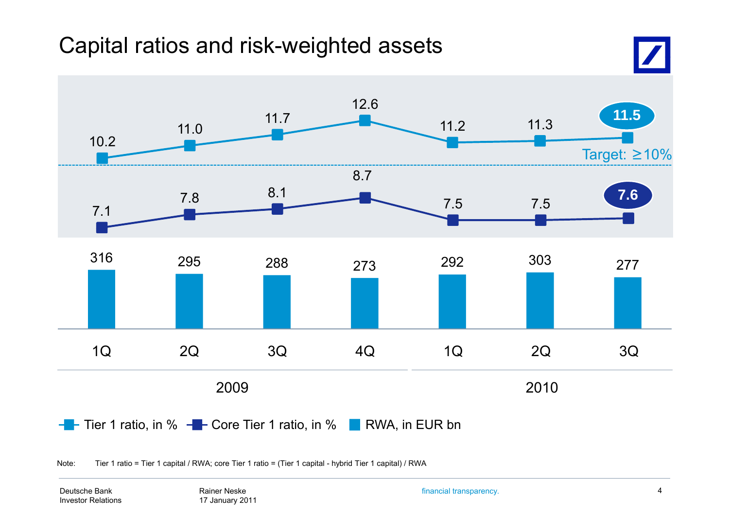# Capital ratios and risk-weighted assets

| | 2009 1Q | 2009 2Q | 2009 3Q | 2009 4Q | 2010 1Q | 2010 2Q | 2010 3Q |
|---|---|---|---|---|---|---|---|
| Tier 1 ratio, in % | 10.2 | 11.0 | 11.7 | 12.6 | 11.2 | 11.3 | 11.5 |
| Core Tier 1 ratio, in % | 7.1 | 7.8 | 8.1 | 8.7 | 7.5 | 7.5 | 7.6 |
| RWA, in EUR bn | 316 | 295 | 288 | 273 | 292 | 303 | 277 |

Target: ≥10%

Note: Tier 1 ratio = Tier 1 capital / RWA; core Tier 1 ratio = (Tier 1 capital - hybrid Tier 1 capital) / RWA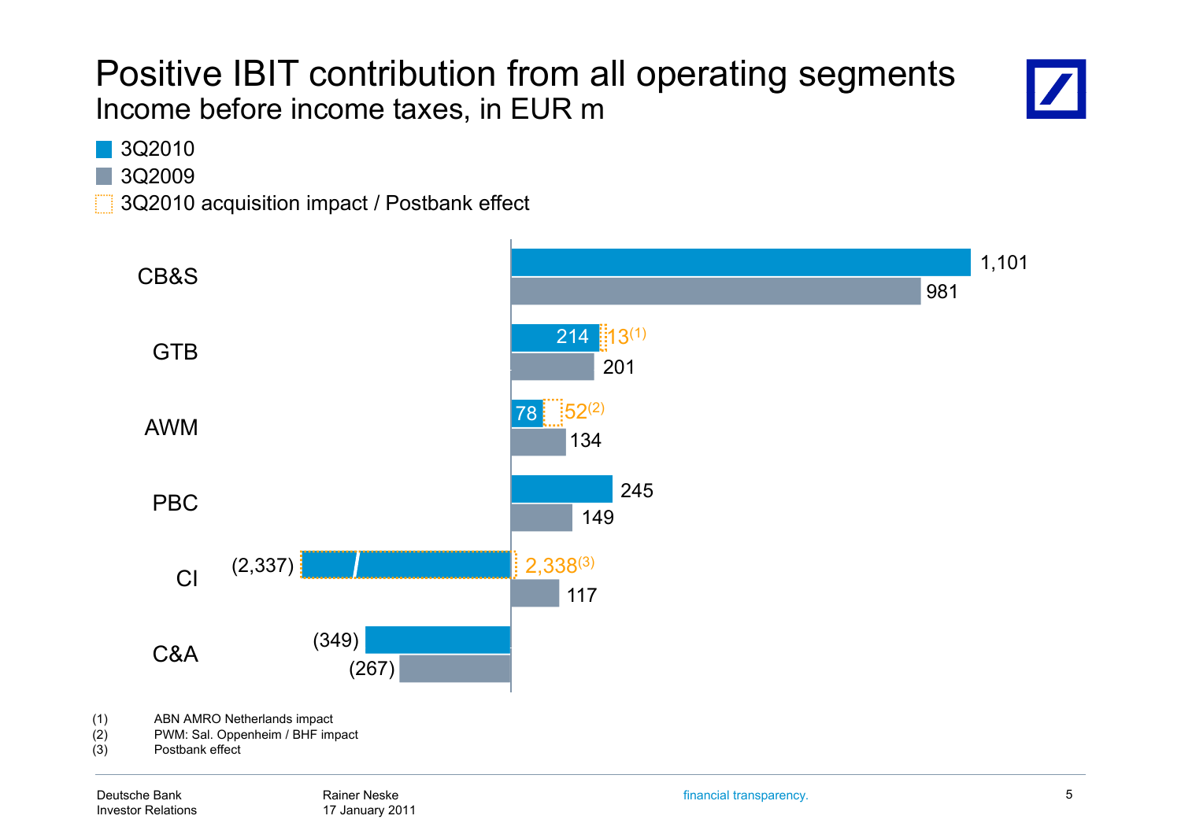# Positive IBIT contribution from all operating segments

## Income before income taxes, in EUR m

- 3Q2010
- 3Q2009
- 3Q2010 acquisition impact / Postbank effect

| Segment | 3Q2010 | 3Q2010 acquisition impact / Postbank effect | 3Q2009 |
|---|---|---|---|
| CB&S | 1,101 | | 981 |
| GTB | 214 | 13[1] | 201 |
| AWM | 78 | 52[2] | 134 |
| PBC | 245 | | 149 |
| CI | (2,337) | 2,338[3] | 117 |
| C&A | (349) | | (267) |

(1) ABN AMRO Netherlands impact
(2) PWM: Sal. Oppenheim / BHF impact
(3) Postbank effect

Deutsche Bank Investor Relations | Rainer Neske, 17 January 2011 | financial transparency.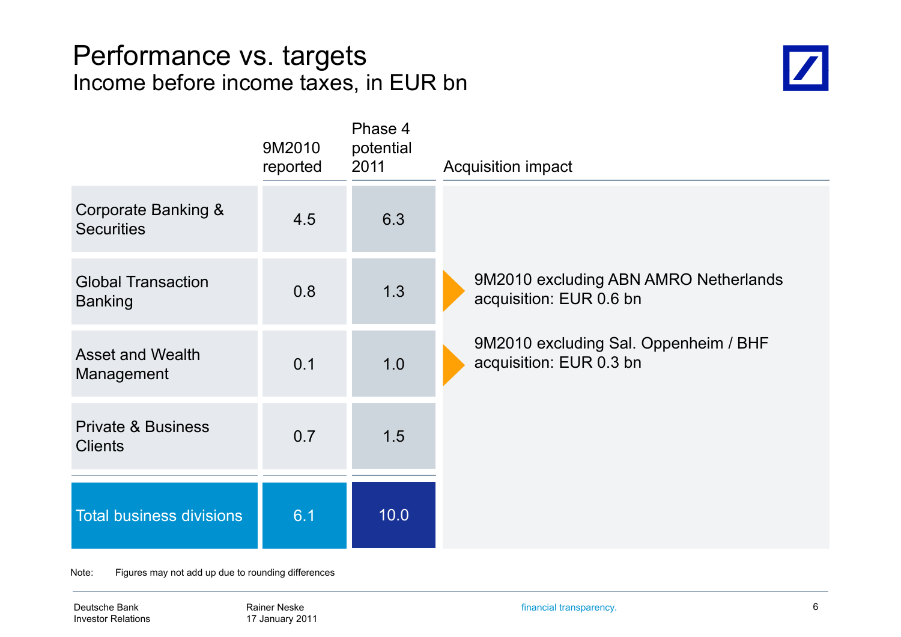# Performance vs. targets

## Income before income taxes, in EUR bn

| | 9M2010 reported | Phase 4 potential 2011 | Acquisition impact |
|---|---|---|---|
| Corporate Banking & Securities | 4.5 | 6.3 | |
| Global Transaction Banking | 0.8 | 1.3 | 9M2010 excluding ABN AMRO Netherlands acquisition: EUR 0.6 bn |
| Asset and Wealth Management | 0.1 | 1.0 | 9M2010 excluding Sal. Oppenheim / BHF acquisition: EUR 0.3 bn |
| Private & Business Clients | 0.7 | 1.5 | |
| Total business divisions | 6.1 | 10.0 | |

Note: Figures may not add up due to rounding differences

Deutsche Bank
Investor Relations

Rainer Neske
17 January 2011

financial transparency.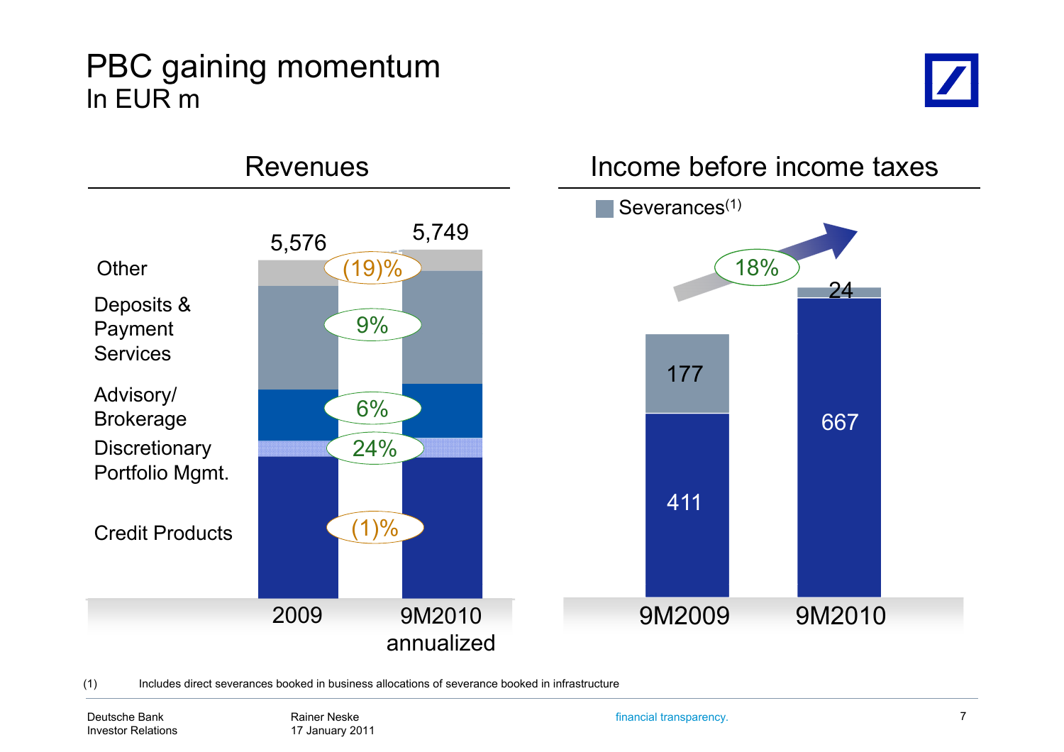# PBC gaining momentum

In EUR m

## Revenues

| | 2009 | 9M2010 annualized | Change |
|---|---|---|---|
| Total | 5,576 | 5,749 | |
| Other | | | (19)% |
| Deposits & Payment Services | | | 9% |
| Advisory/ Brokerage | | | 6% |
| Discretionary Portfolio Mgmt. | | | 24% |
| Credit Products | | | (1)% |

## Income before income taxes

| | 9M2009 | 9M2010 |
|---|---|---|
| Severances(1) | 177 | 24 |
| Income before income taxes (excl. severances) | 411 | 667 |

18%

(1) Includes direct severances booked in business allocations of severance booked in infrastructure

Deutsche Bank
Investor Relations

Rainer Neske
17 January 2011

financial transparency.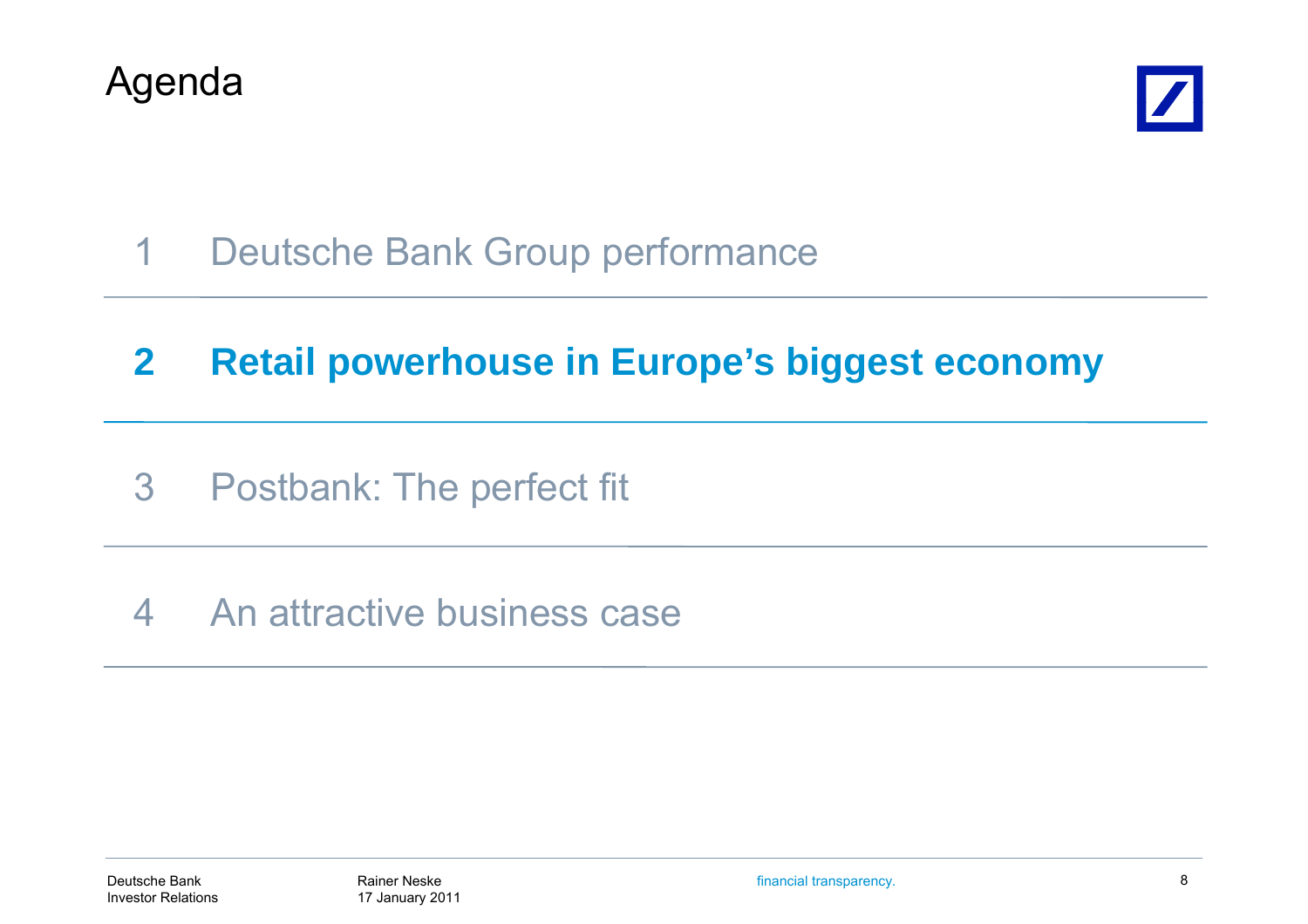# Agenda

1 Deutsche Bank Group performance

**2 Retail powerhouse in Europe's biggest economy**

3 Postbank: The perfect fit

4 An attractive business case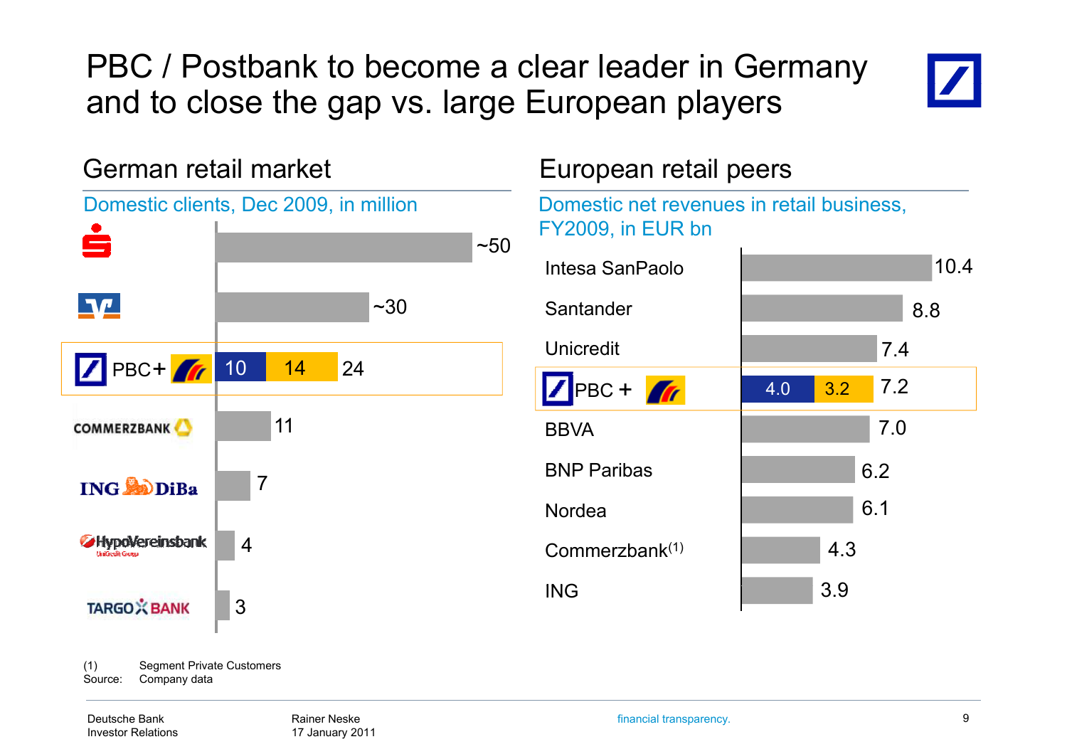# PBC / Postbank to become a clear leader in Germany and to close the gap vs. large European players

## German retail market

Domestic clients, Dec 2009, in million

| Bank | Domestic clients (million) |
|---|---|
| Sparkassen | ~50 |
| Volksbanken | ~30 |
| PBC + Postbank | 10 + 14 = 24 |
| Commerzbank | 11 |
| ING DiBa | 7 |
| HypoVereinsbank | 4 |
| Targobank | 3 |

## European retail peers

Domestic net revenues in retail business, FY2009, in EUR bn

| Bank | Net revenues (EUR bn) |
|---|---|
| Intesa SanPaolo | 10.4 |
| Santander | 8.8 |
| Unicredit | 7.4 |
| PBC + Postbank | 4.0 + 3.2 = 7.2 |
| BBVA | 7.0 |
| BNP Paribas | 6.2 |
| Nordea | 6.1 |
| Commerzbank[(1)] | 4.3 |
| ING | 3.9 |

(1) Segment Private Customers

Source: Company data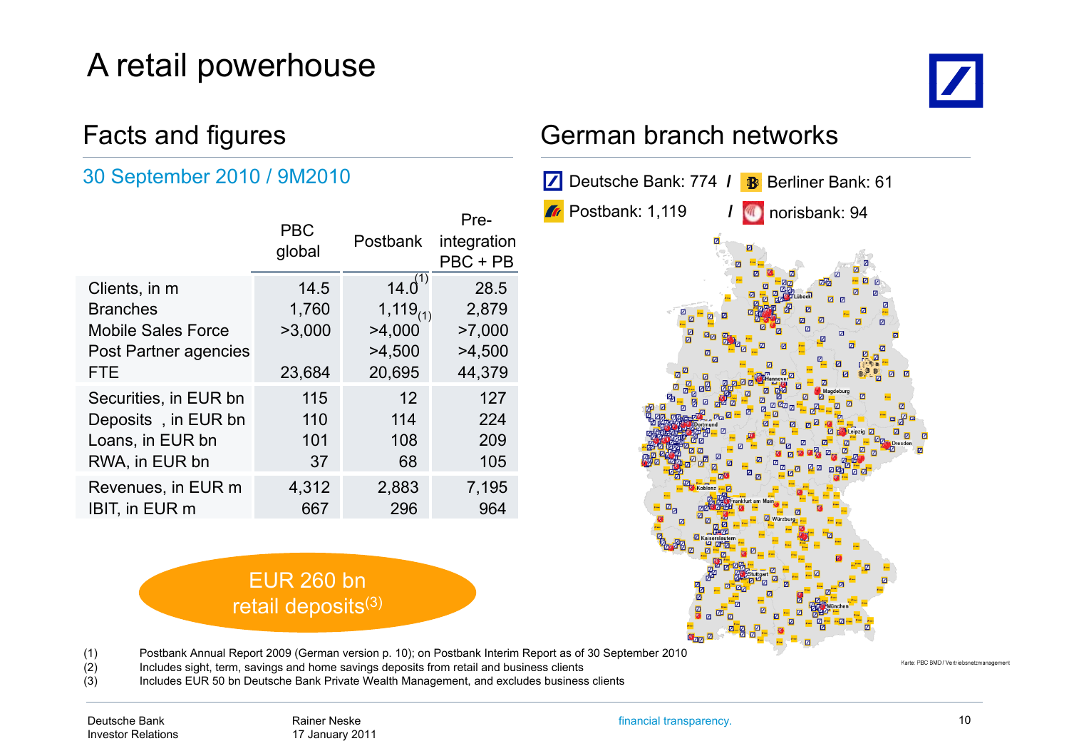# A retail powerhouse

## Facts and figures

### 30 September 2010 / 9M2010

| | PBC global | Postbank | Pre-integration PBC + PB |
|---|---|---|---|
| Clients, in m | 14.5 | 14.0[1] | 28.5 |
| Branches | 1,760 | 1,119[1] | 2,879 |
| Mobile Sales Force | >3,000 | >4,000 | >7,000 |
| Post Partner agencies | | >4,500 | >4,500 |
| FTE | 23,684 | 20,695 | 44,379 |
| Securities, in EUR bn | 115 | 12 | 127 |
| Deposits, in EUR bn | 110 | 114 | 224 |
| Loans, in EUR bn | 101 | 108 | 209 |
| RWA, in EUR bn | 37 | 68 | 105 |
| Revenues, in EUR m | 4,312 | 2,883 | 7,195 |
| IBIT, in EUR m | 667 | 296 | 964 |

EUR 260 bn retail deposits[3]

## German branch networks

Deutsche Bank: 774 / Berliner Bank: 61

Postbank: 1,119 / norisbank: 94

Karte: PBC BMD / Vertriebsnetzmanagement

(1) Postbank Annual Report 2009 (German version p. 10); on Postbank Interim Report as of 30 September 2010
(2) Includes sight, term, savings and home savings deposits from retail and business clients
(3) Includes EUR 50 bn Deutsche Bank Private Wealth Management, and excludes business clients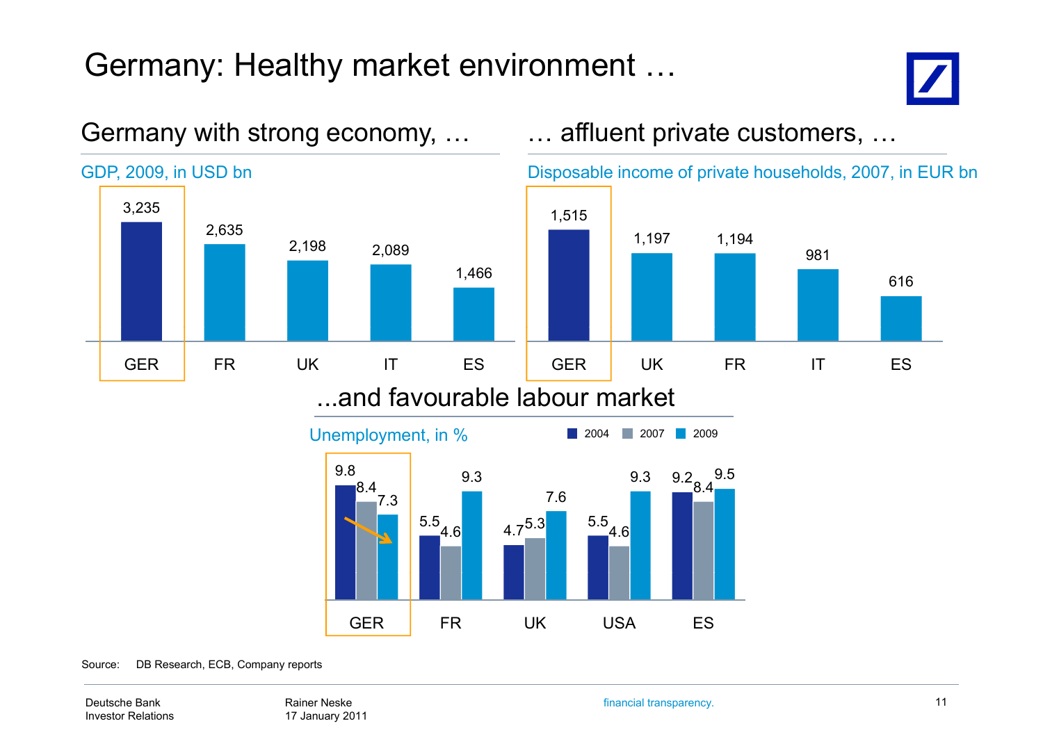# Germany: Healthy market environment …

## Germany with strong economy, …

GDP, 2009, in USD bn

| GER | FR | UK | IT | ES |
|---|---|---|---|---|
| 3,235 | 2,635 | 2,198 | 2,089 | 1,466 |

## … affluent private customers, …

Disposable income of private households, 2007, in EUR bn

| GER | UK | FR | IT | ES |
|---|---|---|---|---|
| 1,515 | 1,197 | 1,194 | 981 | 616 |

## ...and favourable labour market

Unemployment, in %

| | 2004 | 2007 | 2009 |
|---|---|---|---|
| GER | 9.8 | 8.4 | 7.3 |
| FR | 5.5 | 4.6 | 9.3 |
| UK | 4.7 | 5.3 | 7.6 |
| USA | 5.5 | 4.6 | 9.3 |
| ES | 9.2 | 8.4 | 9.5 |

Source: DB Research, ECB, Company reports

Deutsche Bank
Investor Relations

Rainer Neske
17 January 2011

financial transparency.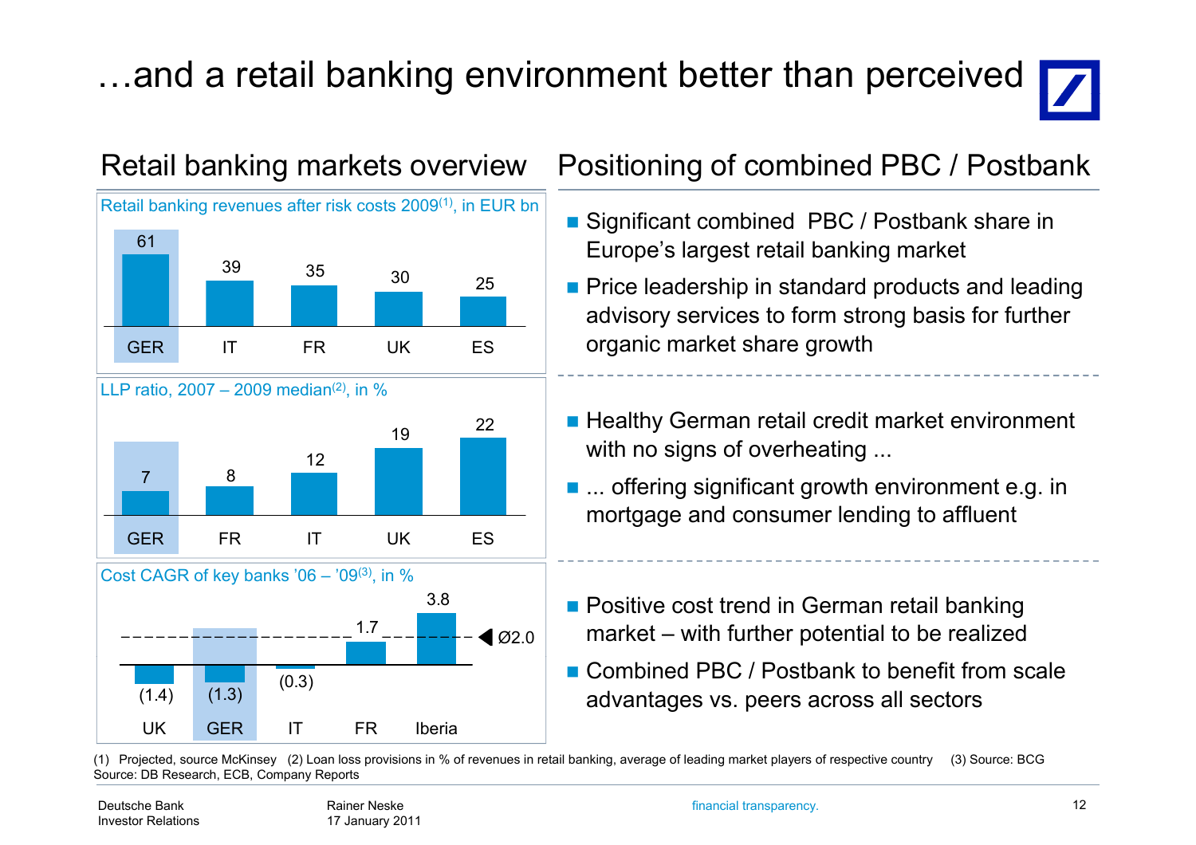# …and a retail banking environment better than perceived

## Retail banking markets overview

**Retail banking revenues after risk costs 2009[1], in EUR bn**

| GER | IT | FR | UK | ES |
|---|---|---|---|---|
| 61 | 39 | 35 | 30 | 25 |

**LLP ratio, 2007 – 2009 median[2], in %**

| GER | FR | IT | UK | ES |
|---|---|---|---|---|
| 7 | 8 | 12 | 19 | 22 |

**Cost CAGR of key banks '06 – '09[3], in %**

| UK | GER | IT | FR | Iberia |
|---|---|---|---|---|
| (1.4) | (1.3) | (0.3) | 1.7 | 3.8 |

Ø2.0

## Positioning of combined PBC / Postbank

- Significant combined PBC / Postbank share in Europe's largest retail banking market
- Price leadership in standard products and leading advisory services to form strong basis for further organic market share growth

---

- Healthy German retail credit market environment with no signs of overheating ...
- ... offering significant growth environment e.g. in mortgage and consumer lending to affluent

---

- Positive cost trend in German retail banking market – with further potential to be realized
- Combined PBC / Postbank to benefit from scale advantages vs. peers across all sectors

(1) Projected, source McKinsey (2) Loan loss provisions in % of revenues in retail banking, average of leading market players of respective country (3) Source: BCG
Source: DB Research, ECB, Company Reports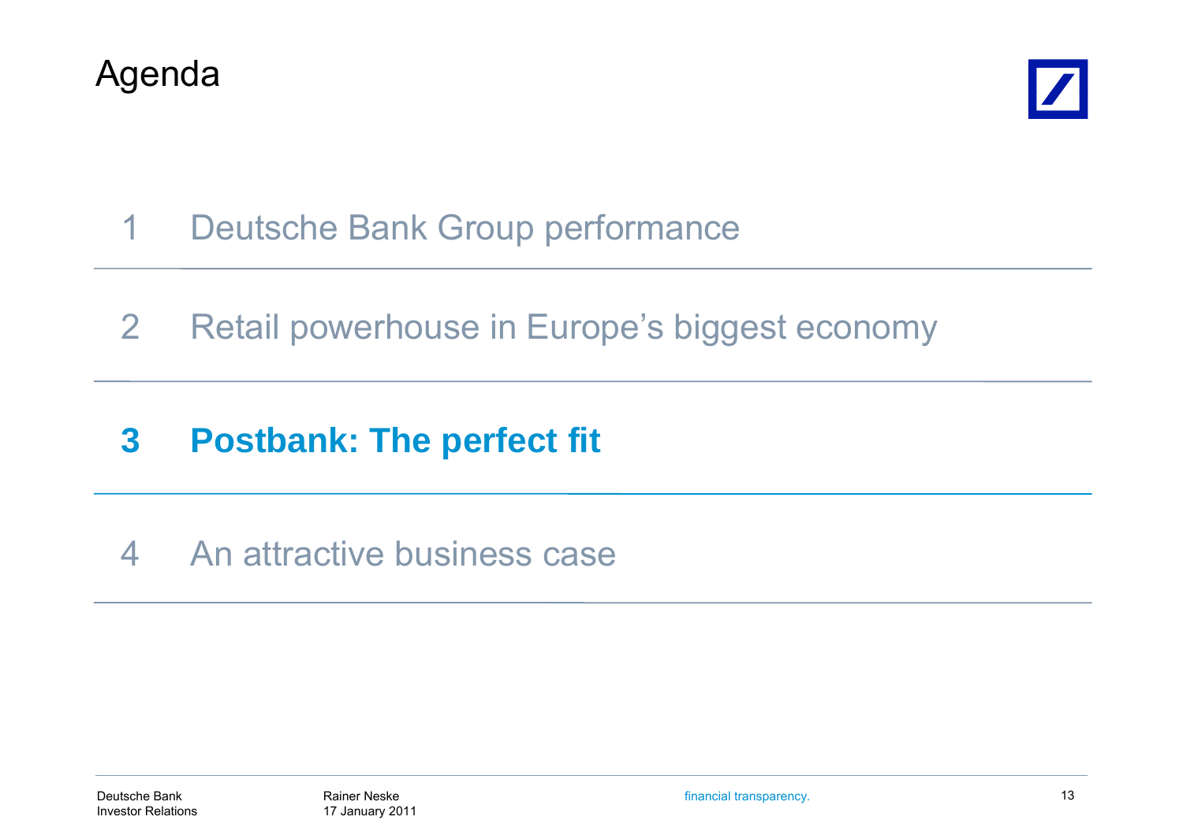# Agenda

1. Deutsche Bank Group performance
2. Retail powerhouse in Europe's biggest economy
3. **Postbank: The perfect fit**
4. An attractive business case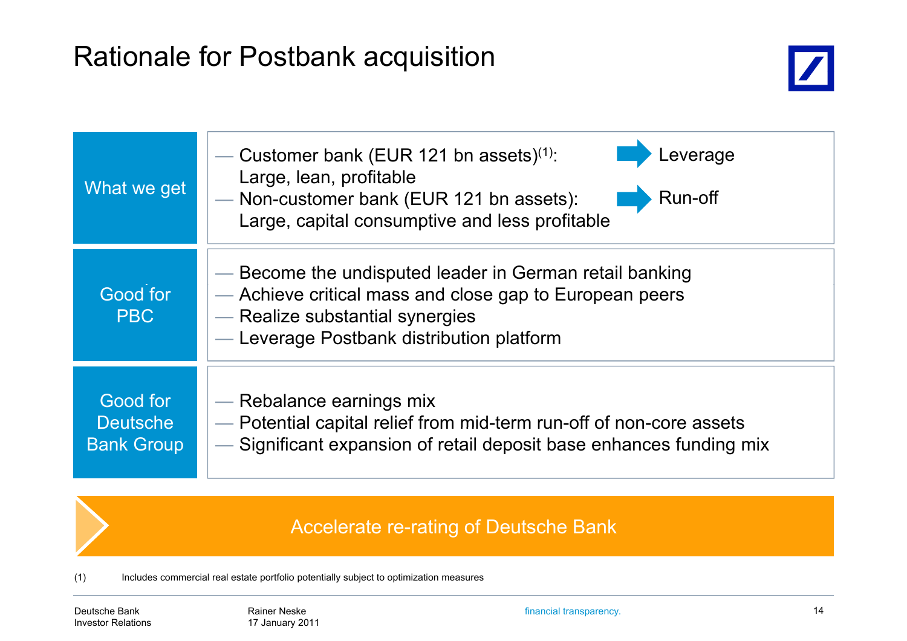# Rationale for Postbank acquisition

| | |
|---|---|
| **What we get** | — Customer bank (EUR 121 bn assets)[1]: Large, lean, profitable ➔ Leverage<br>— Non-customer bank (EUR 121 bn assets): Large, capital consumptive and less profitable ➔ Run-off |
| **Good for PBC** | — Become the undisputed leader in German retail banking<br>— Achieve critical mass and close gap to European peers<br>— Realize substantial synergies<br>— Leverage Postbank distribution platform |
| **Good for Deutsche Bank Group** | — Rebalance earnings mix<br>— Potential capital relief from mid-term run-off of non-core assets<br>— Significant expansion of retail deposit base enhances funding mix |

**Accelerate re-rating of Deutsche Bank**

(1) Includes commercial real estate portfolio potentially subject to optimization measures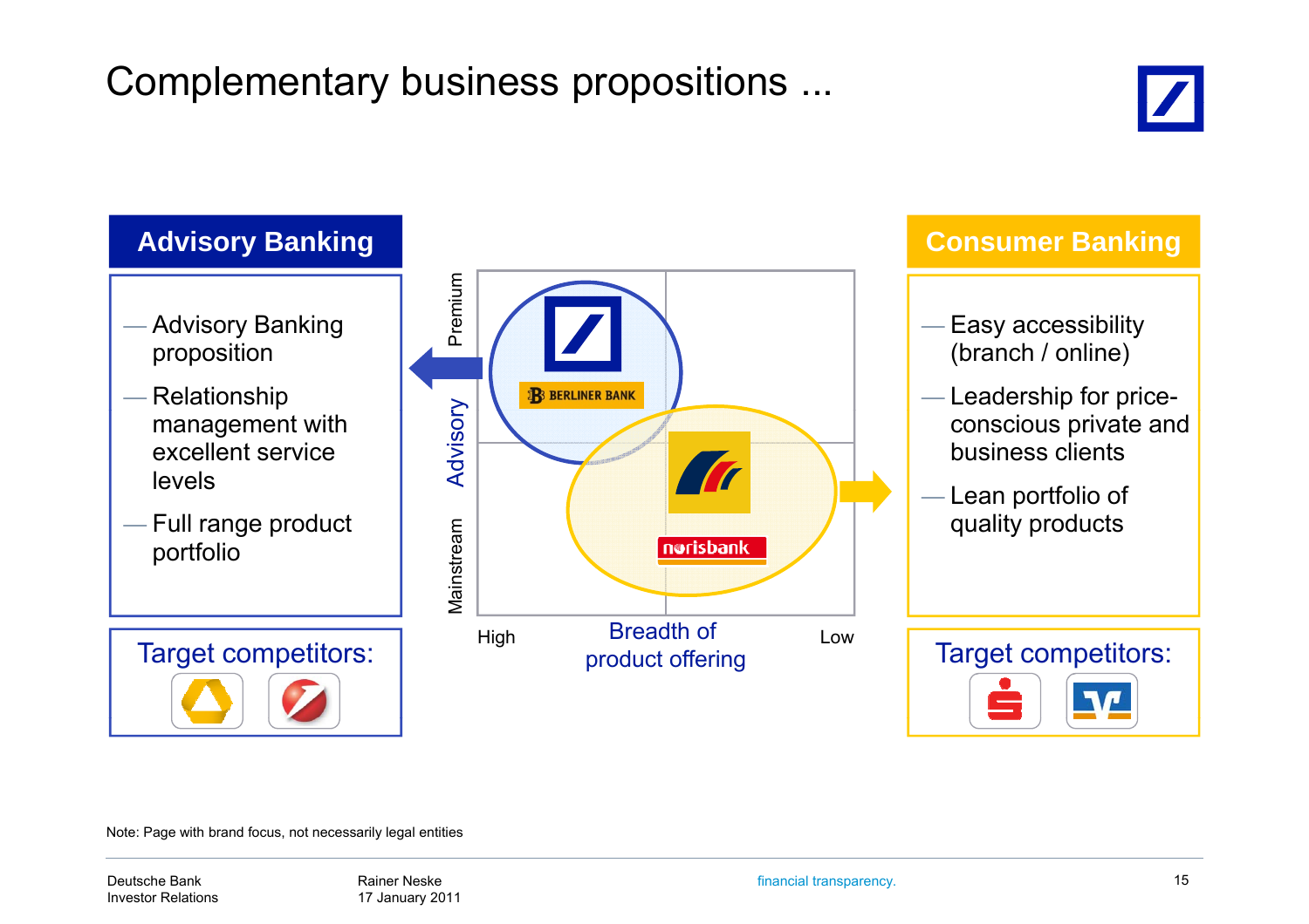# Complementary business propositions ...

## Advisory Banking

- Advisory Banking proposition
- Relationship management with excellent service levels
- Full range product portfolio

Target competitors:

Premium

Advisory

Mainstream

BERLINER BANK

norisbank

High — Breadth of product offering — Low

## Consumer Banking

- Easy accessibility (branch / online)
- Leadership for price-conscious private and business clients
- Lean portfolio of quality products

Target competitors:

Note: Page with brand focus, not necessarily legal entities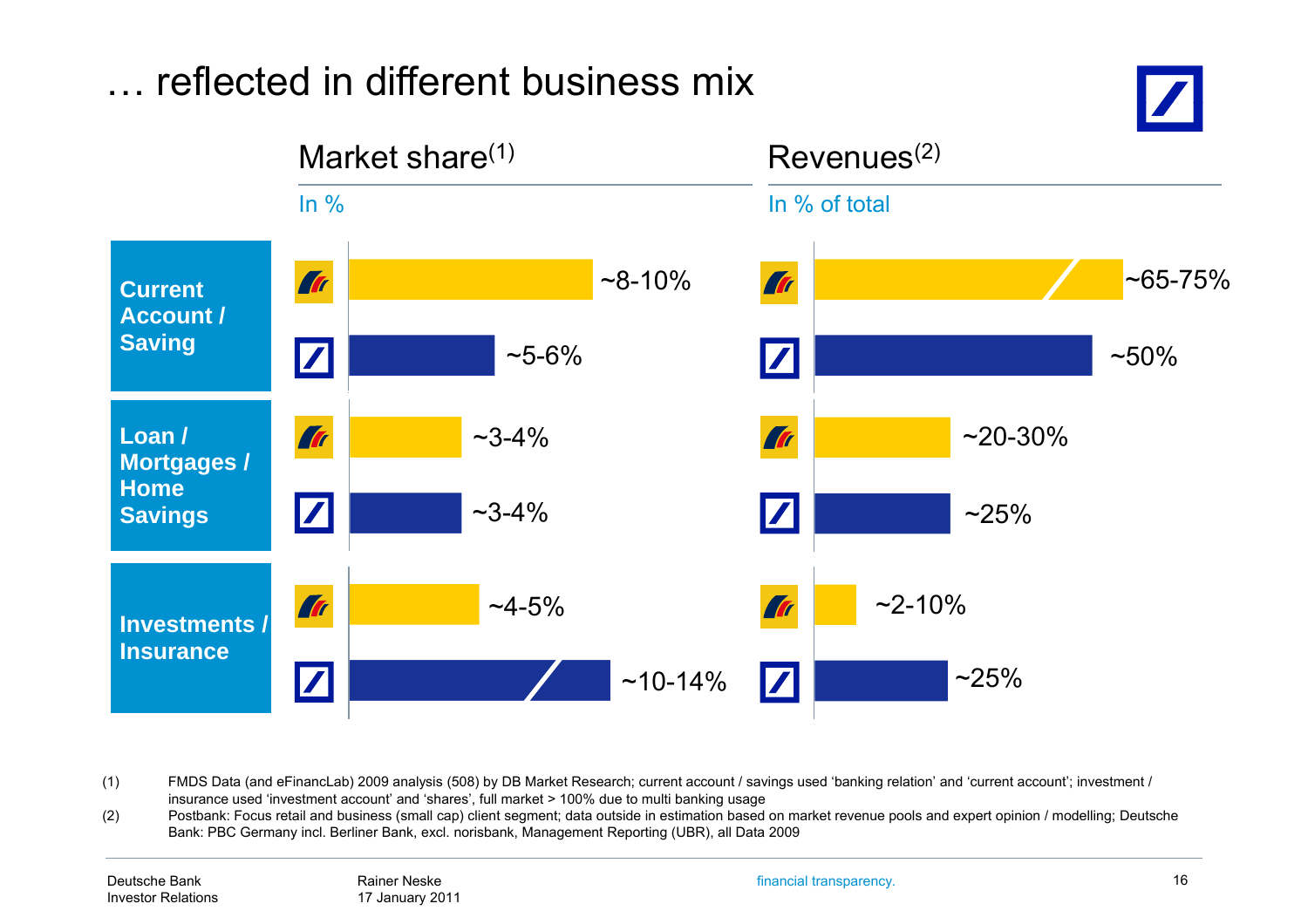# … reflected in different business mix

| | | Market share[1] In % | Revenues[2] In % of total |
|---|---|---|---|
| Current Account / Saving | Postbank | ~8-10% | ~65-75% |
| | Deutsche Bank | ~5-6% | ~50% |
| Loan / Mortgages / Home Savings | Postbank | ~3-4% | ~20-30% |
| | Deutsche Bank | ~3-4% | ~25% |
| Investments / Insurance | Postbank | ~4-5% | ~2-10% |
| | Deutsche Bank | ~10-14% | ~25% |

(1) FMDS Data (and eFinancLab) 2009 analysis (508) by DB Market Research; current account / savings used 'banking relation' and 'current account'; investment / insurance used 'investment account' and 'shares', full market > 100% due to multi banking usage

(2) Postbank: Focus retail and business (small cap) client segment; data outside in estimation based on market revenue pools and expert opinion / modelling; Deutsche Bank: PBC Germany incl. Berliner Bank, excl. norisbank, Management Reporting (UBR), all Data 2009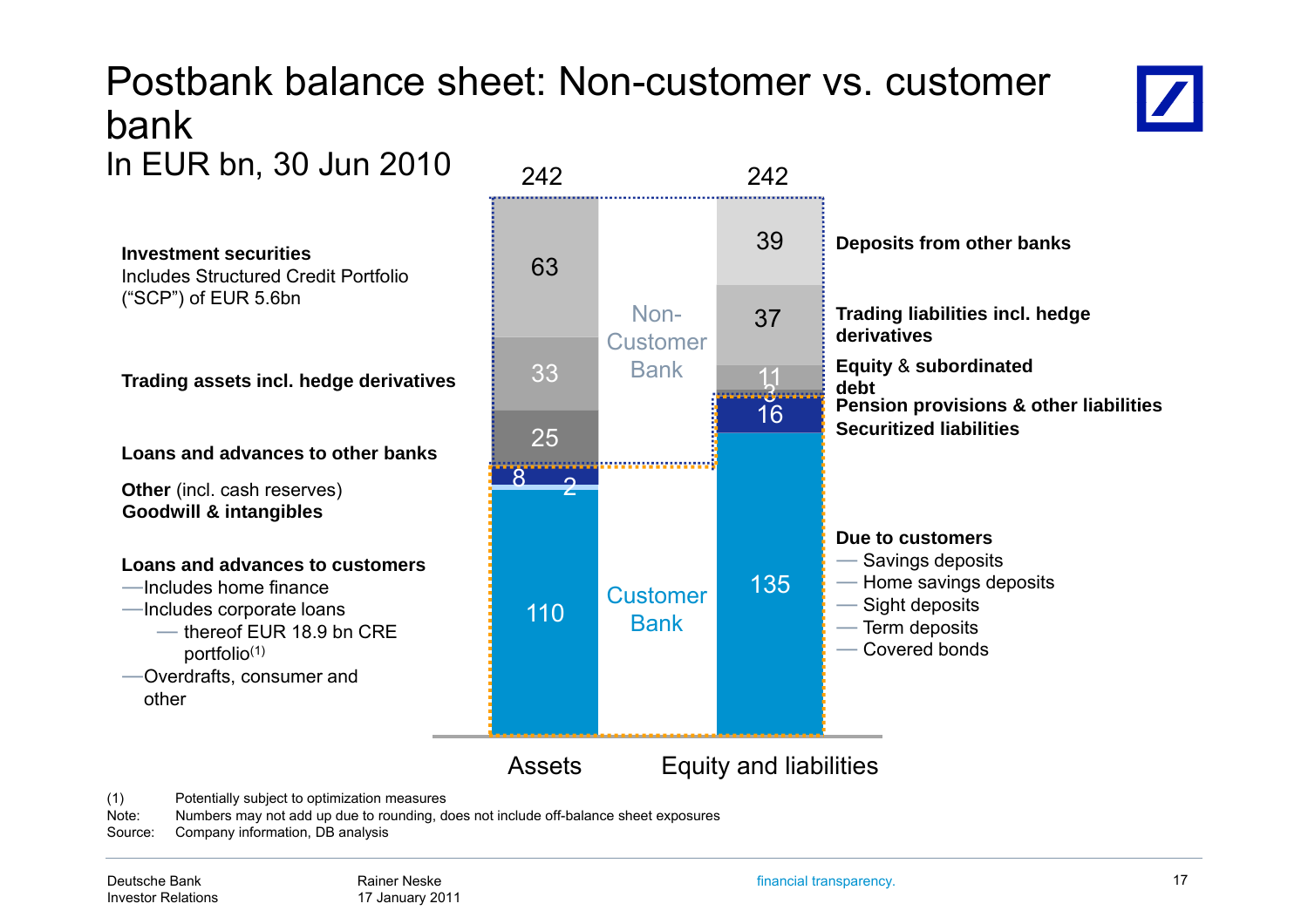# Postbank balance sheet: Non-customer vs. customer bank

In EUR bn, 30 Jun 2010

| Assets | EUR bn | | Equity and liabilities | EUR bn |
|---|---|---|---|---|
| **Total** | **242** | | **Total** | **242** |
| **Non-Customer Bank** | | | | |
| **Investment securities** – Includes Structured Credit Portfolio ("SCP") of EUR 5.6bn | 63 | | **Deposits from other banks** | 39 |
| **Trading assets incl. hedge derivatives** | 33 | | **Trading liabilities incl. hedge derivatives** | 37 |
| **Loans and advances to other banks** | 25 | | **Equity & subordinated debt** | 11 |
| | | | **Pension provisions & other liabilities** | 3 |
| **Customer Bank** | | | | |
| **Other** (incl. cash reserves) | 8 | | **Securitized liabilities** | 16 |
| **Goodwill & intangibles** | 2 | | | |
| **Loans and advances to customers** | 110 | | **Due to customers** | 135 |

**Loans and advances to customers**
- Includes home finance
- Includes corporate loans
  - thereof EUR 18.9 bn CRE portfolio[(1)]
- Overdrafts, consumer and other

**Due to customers**
- Savings deposits
- Home savings deposits
- Sight deposits
- Term deposits
- Covered bonds

(1) Potentially subject to optimization measures

Note: Numbers may not add up due to rounding, does not include off-balance sheet exposures

Source: Company information, DB analysis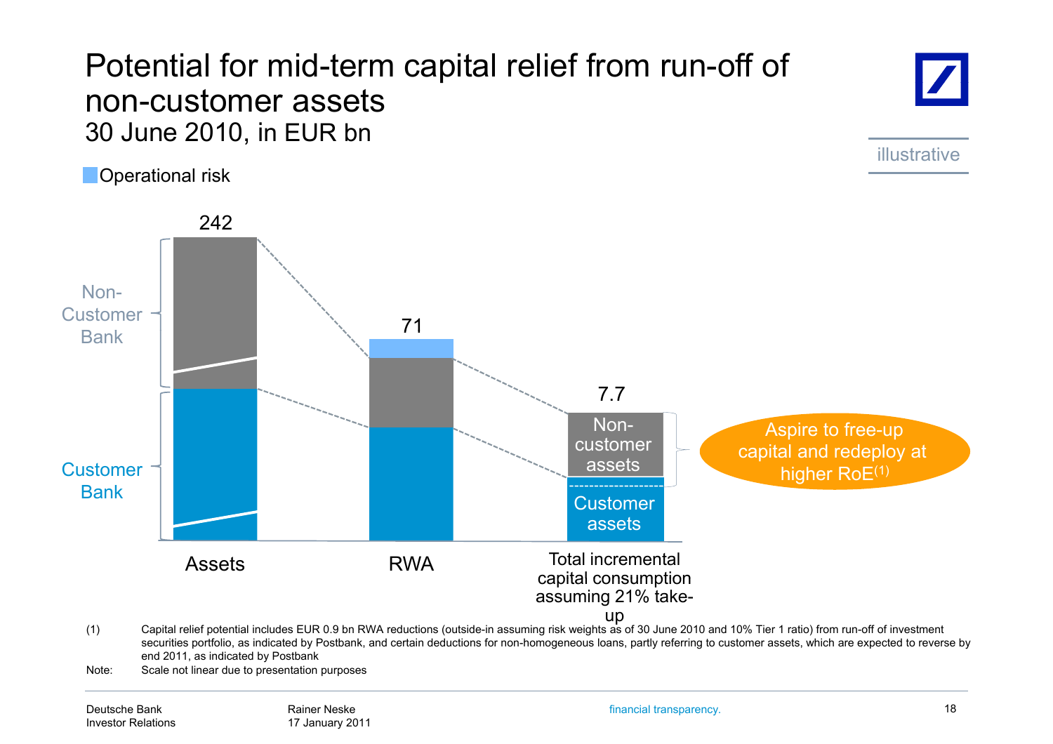# Potential for mid-term capital relief from run-off of non-customer assets

30 June 2010, in EUR bn

illustrative

Operational risk

242

Non-Customer Bank

Customer Bank

71

7.7

Non-customer assets

Customer assets

Aspire to free-up capital and redeploy at higher RoE(1)

Assets

RWA

Total incremental capital consumption assuming 21% take-up

(1) Capital relief potential includes EUR 0.9 bn RWA reductions (outside-in assuming risk weights as of 30 June 2010 and 10% Tier 1 ratio) from run-off of investment securities portfolio, as indicated by Postbank, and certain deductions for non-homogeneous loans, partly referring to customer assets, which are expected to reverse by end 2011, as indicated by Postbank

Note: Scale not linear due to presentation purposes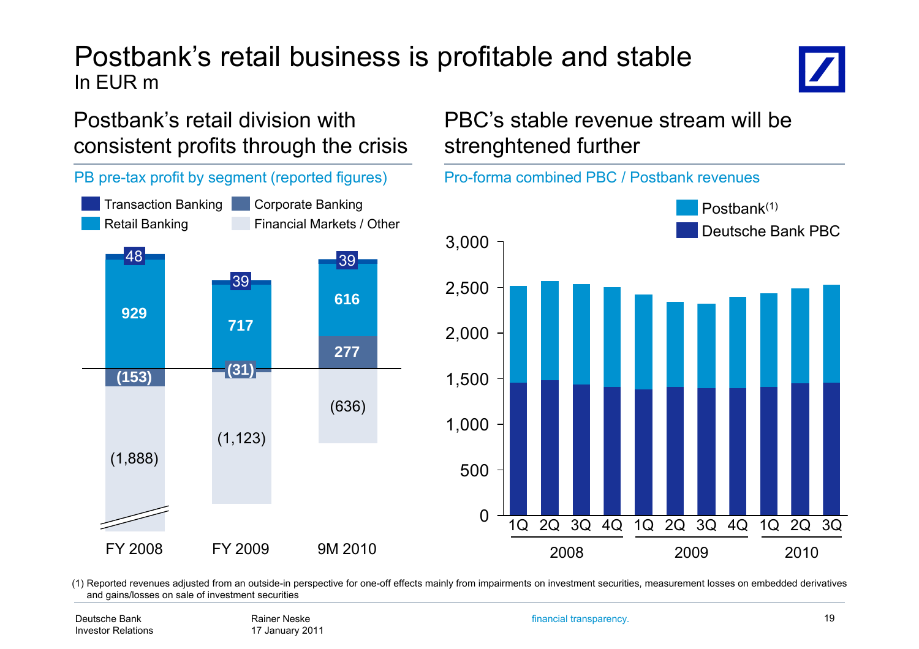# Postbank's retail business is profitable and stable

In EUR m

## Postbank's retail division with consistent profits through the crisis

PB pre-tax profit by segment (reported figures)

| | FY 2008 | FY 2009 | 9M 2010 |
|---|---|---|---|
| Transaction Banking | 48 | 39 | 39 |
| Retail Banking | 929 | 717 | 616 |
| Corporate Banking | (153) | (31) | 277 |
| Financial Markets / Other | (1,888) | (1,123) | (636) |

## PBC's stable revenue stream will be strenghtened further

Pro-forma combined PBC / Postbank revenues

Legend: Postbank[(1)]; Deutsche Bank PBC

Quarters shown: 1Q–4Q 2008, 1Q–4Q 2009, 1Q–3Q 2010 (y-axis 0 to 3,000)

(1) Reported revenues adjusted from an outside-in perspective for one-off effects mainly from impairments on investment securities, measurement losses on embedded derivatives and gains/losses on sale of investment securities

Deutsche Bank
Investor Relations

Rainer Neske
17 January 2011

financial transparency.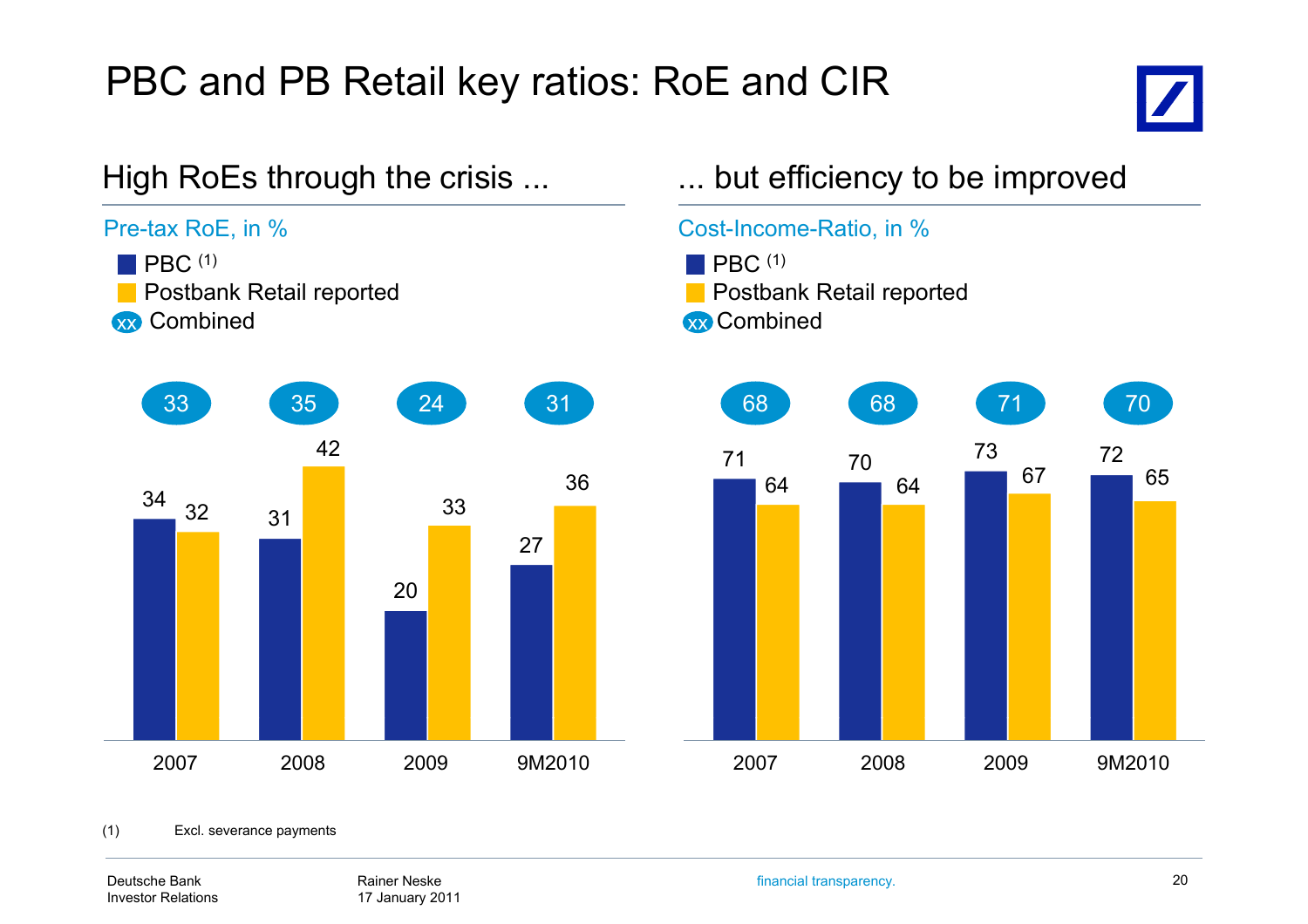# PBC and PB Retail key ratios: RoE and CIR

## High RoEs through the crisis ...

Pre-tax RoE, in %

| | 2007 | 2008 | 2009 | 9M2010 |
|---|---|---|---|---|
| PBC [1] | 34 | 31 | 20 | 27 |
| Postbank Retail reported | 32 | 42 | 33 | 36 |
| Combined | 33 | 35 | 24 | 31 |

## ... but efficiency to be improved

Cost-Income-Ratio, in %

| | 2007 | 2008 | 2009 | 9M2010 |
|---|---|---|---|---|
| PBC [1] | 71 | 70 | 73 | 72 |
| Postbank Retail reported | 64 | 64 | 67 | 65 |
| Combined | 68 | 68 | 71 | 70 |

(1) Excl. severance payments

Deutsche Bank Investor Relations

Rainer Neske
17 January 2011

financial transparency.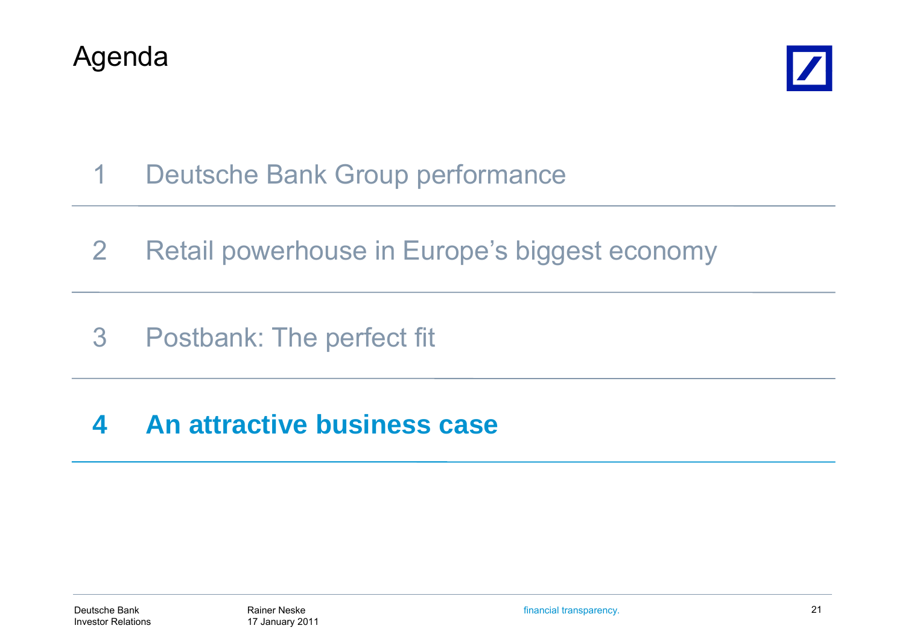# Agenda

1 Deutsche Bank Group performance

2 Retail powerhouse in Europe's biggest economy

3 Postbank: The perfect fit

**4 An attractive business case**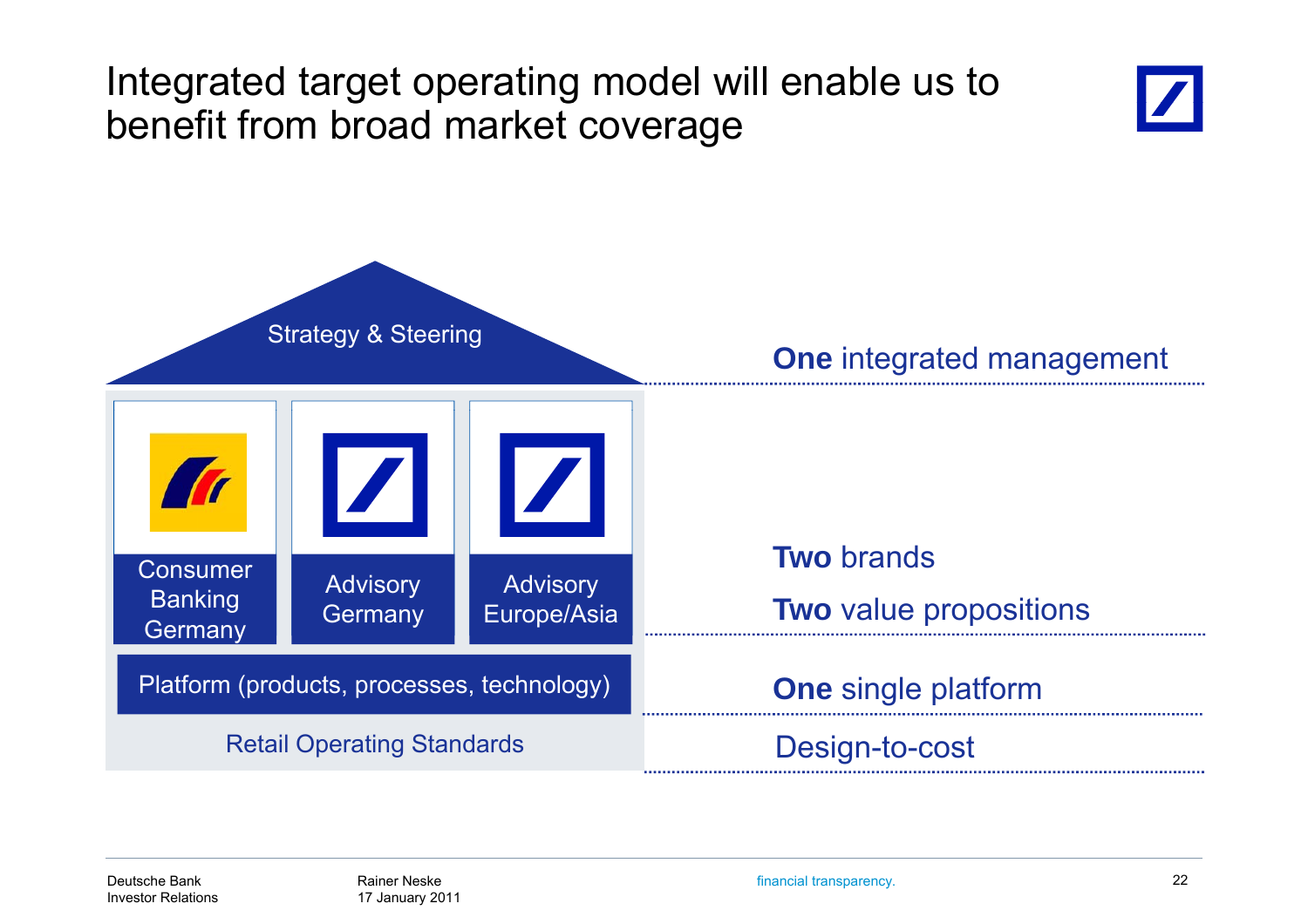# Integrated target operating model will enable us to benefit from broad market coverage

Strategy & Steering

| Consumer Banking Germany | Advisory Germany | Advisory Europe/Asia |
|---|---|---|

Platform (products, processes, technology)

Retail Operating Standards

**One** integrated management

**Two** brands

**Two** value propositions

**One** single platform

Design-to-cost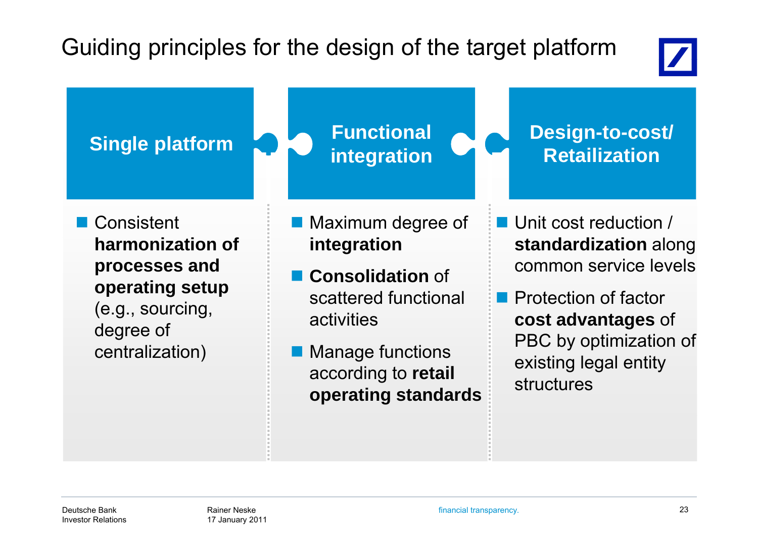# Guiding principles for the design of the target platform

## Single platform

- Consistent **harmonization of processes and operating setup** (e.g., sourcing, degree of centralization)

## Functional integration

- Maximum degree of **integration**
- **Consolidation** of scattered functional activities
- Manage functions according to **retail operating standards**

## Design-to-cost/ Retailization

- Unit cost reduction / **standardization** along common service levels
- Protection of factor **cost advantages** of PBC by optimization of existing legal entity structures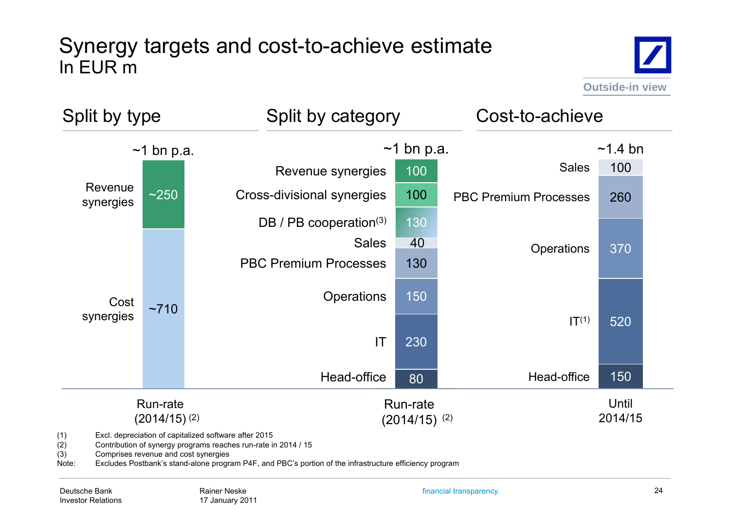# Synergy targets and cost-to-achieve estimate

In EUR m

Outside-in view

## Split by type

~1 bn p.a.

| Type | Value |
|---|---|
| Revenue synergies | ~250 |
| Cost synergies | ~710 |

Run-rate (2014/15) (2)

## Split by category

~1 bn p.a.

| Category | Value |
|---|---|
| Revenue synergies | 100 |
| Cross-divisional synergies | 100 |
| DB / PB cooperation(3) | 130 |
| Sales | 40 |
| PBC Premium Processes | 130 |
| Operations | 150 |
| IT | 230 |
| Head-office | 80 |

Run-rate (2014/15) (2)

## Cost-to-achieve

~1.4 bn

| Category | Value |
|---|---|
| Sales | 100 |
| PBC Premium Processes | 260 |
| Operations | 370 |
| IT(1) | 520 |
| Head-office | 150 |

Until 2014/15

(1) Excl. depreciation of capitalized software after 2015
(2) Contribution of synergy programs reaches run-rate in 2014 / 15
(3) Comprises revenue and cost synergies
Note: Excludes Postbank's stand-alone program P4F, and PBC's portion of the infrastructure efficiency program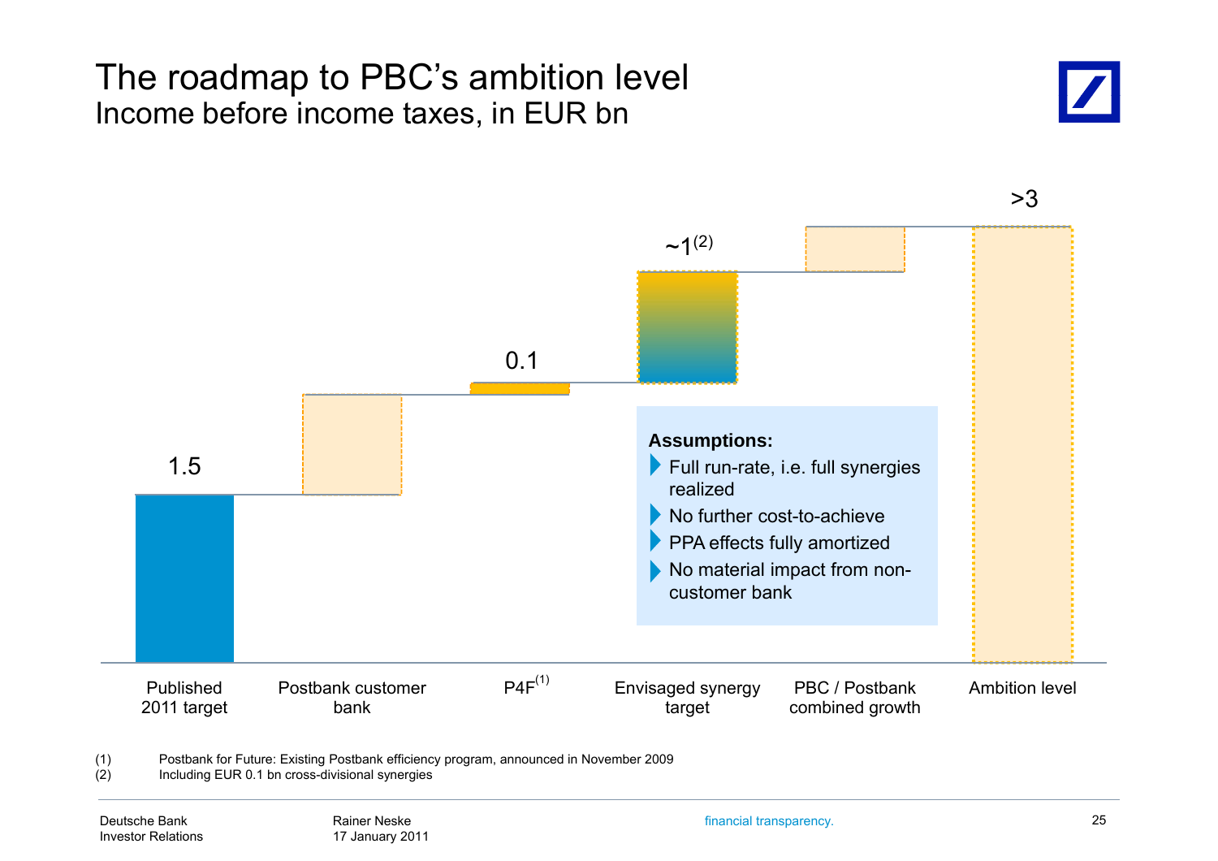# The roadmap to PBC's ambition level

## Income before income taxes, in EUR bn

| Published 2011 target | Postbank customer bank | P4F[1] | Envisaged synergy target | PBC / Postbank combined growth | Ambition level |
|---|---|---|---|---|---|
| 1.5 | | 0.1 | ~1[2] | | >3 |

**Assumptions:**

- Full run-rate, i.e. full synergies realized
- No further cost-to-achieve
- PPA effects fully amortized
- No material impact from non-customer bank

(1) Postbank for Future: Existing Postbank efficiency program, announced in November 2009
(2) Including EUR 0.1 bn cross-divisional synergies

Deutsche Bank
Investor Relations

Rainer Neske
17 January 2011

financial transparency.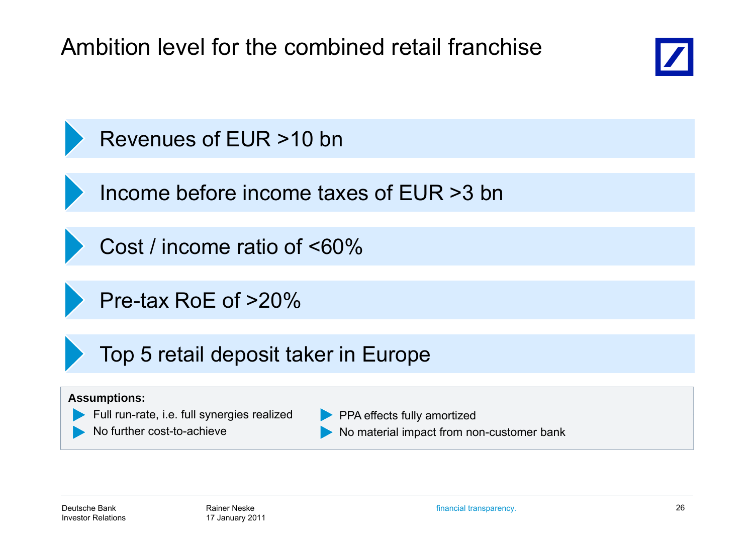# Ambition level for the combined retail franchise

- Revenues of EUR >10 bn
- Income before income taxes of EUR >3 bn
- Cost / income ratio of <60%
- Pre-tax RoE of >20%
- Top 5 retail deposit taker in Europe

**Assumptions:**

- Full run-rate, i.e. full synergies realized
- No further cost-to-achieve
- PPA effects fully amortized
- No material impact from non-customer bank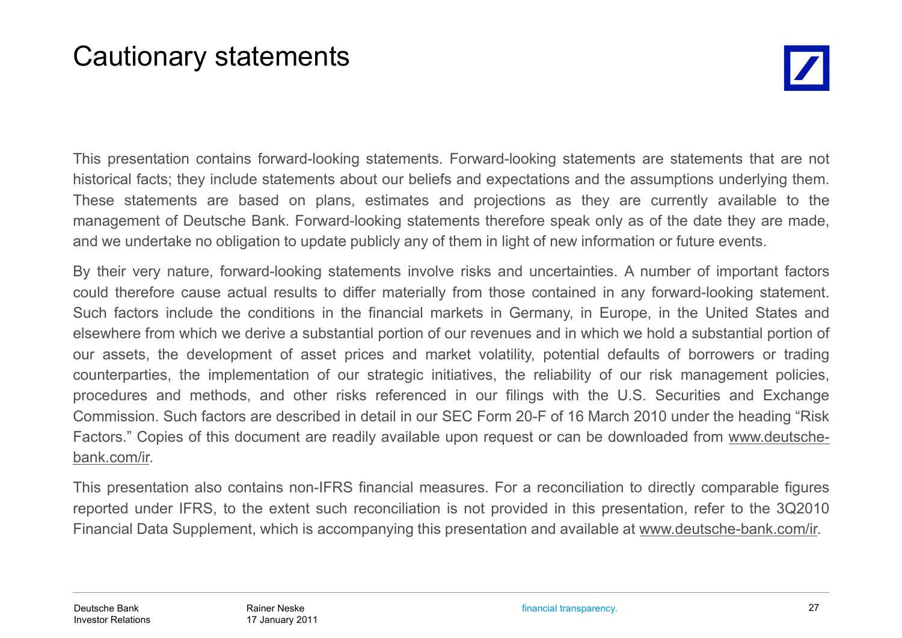# Cautionary statements

This presentation contains forward-looking statements. Forward-looking statements are statements that are not historical facts; they include statements about our beliefs and expectations and the assumptions underlying them. These statements are based on plans, estimates and projections as they are currently available to the management of Deutsche Bank. Forward-looking statements therefore speak only as of the date they are made, and we undertake no obligation to update publicly any of them in light of new information or future events.

By their very nature, forward-looking statements involve risks and uncertainties. A number of important factors could therefore cause actual results to differ materially from those contained in any forward-looking statement. Such factors include the conditions in the financial markets in Germany, in Europe, in the United States and elsewhere from which we derive a substantial portion of our revenues and in which we hold a substantial portion of our assets, the development of asset prices and market volatility, potential defaults of borrowers or trading counterparties, the implementation of our strategic initiatives, the reliability of our risk management policies, procedures and methods, and other risks referenced in our filings with the U.S. Securities and Exchange Commission. Such factors are described in detail in our SEC Form 20-F of 16 March 2010 under the heading "Risk Factors." Copies of this document are readily available upon request or can be downloaded from www.deutsche-bank.com/ir.

This presentation also contains non-IFRS financial measures. For a reconciliation to directly comparable figures reported under IFRS, to the extent such reconciliation is not provided in this presentation, refer to the 3Q2010 Financial Data Supplement, which is accompanying this presentation and available at www.deutsche-bank.com/ir.